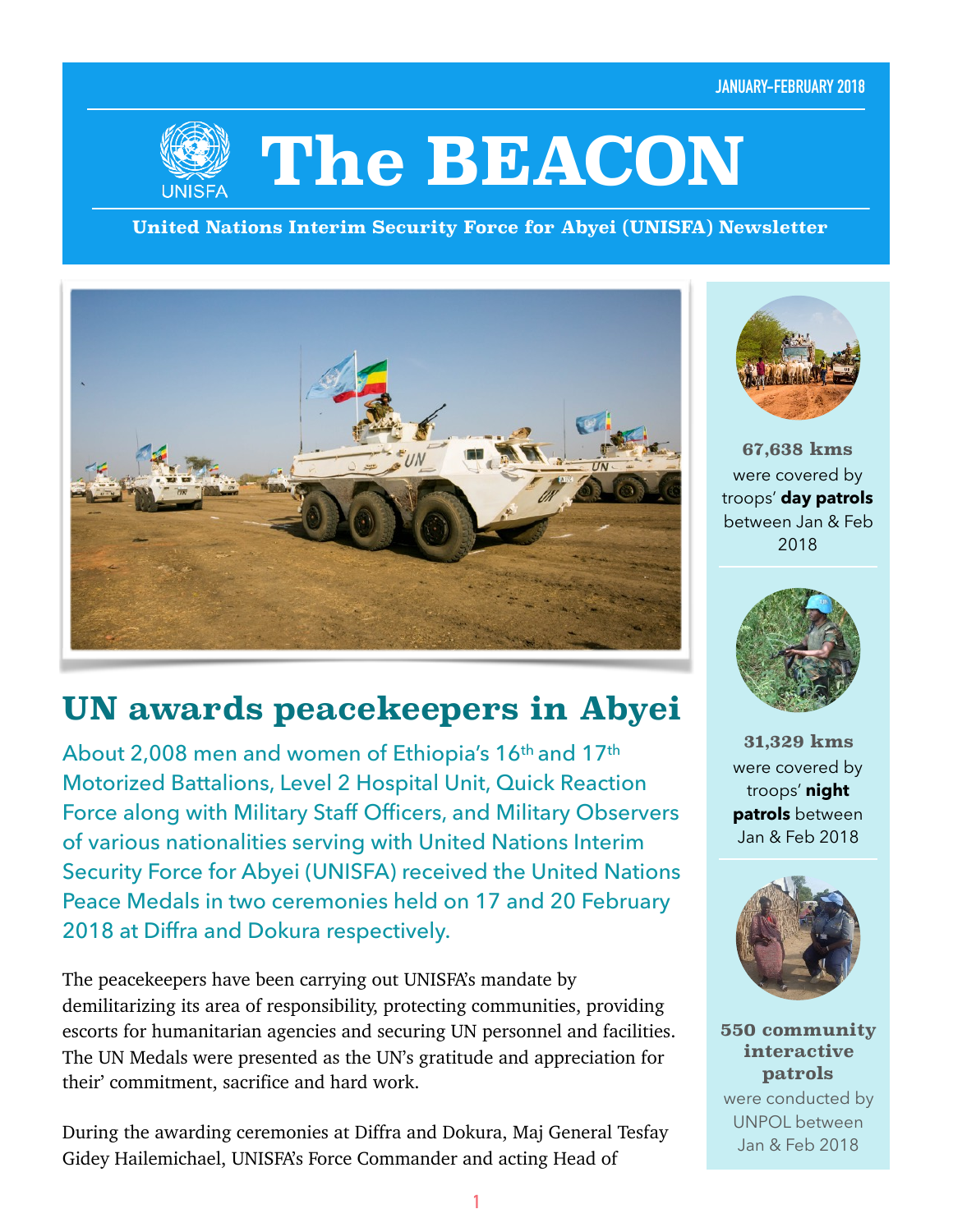JANUARY–FEBRUARY 2018

# The BEACON

**United Nations Interim Security Force for Abyei (UNISFA) Newsletter**

## UN awards peacekeepers in Abyei

About 2,008 men and women of Ethiopia's 16th and 17th Motorized Battalions, Level 2 Hospital Unit, Quick Reaction Force along with Military Staff Officers, and Military Observers of various nationalities serving with United Nations Interim Security Force for Abyei (UNISFA) received the United Nations Peace Medals in two ceremonies held on 17 and 20 February 2018 at Diffra and Dokura respectively.

The peacekeepers have been carrying out UNISFA's mandate by demilitarizing its area of responsibility, protecting communities, providing escorts for humanitarian agencies and securing UN personnel and facilities. The UN Medals were presented as the UN's gratitude and appreciation for their' commitment, sacrifice and hard work.

During the awarding ceremonies at Diffra and Dokura, Maj General Tesfay Gidey Hailemichael, UNISFA's Force Commander and acting Head of

**67,638 kms** were covered by troops' **day patrols** between Jan & Feb 2018

**31,329 kms** were covered by troops' **night patrols** between Jan & Feb 2018

**550 community interactive patrols** were conducted by UNPOL between Jan & Feb 2018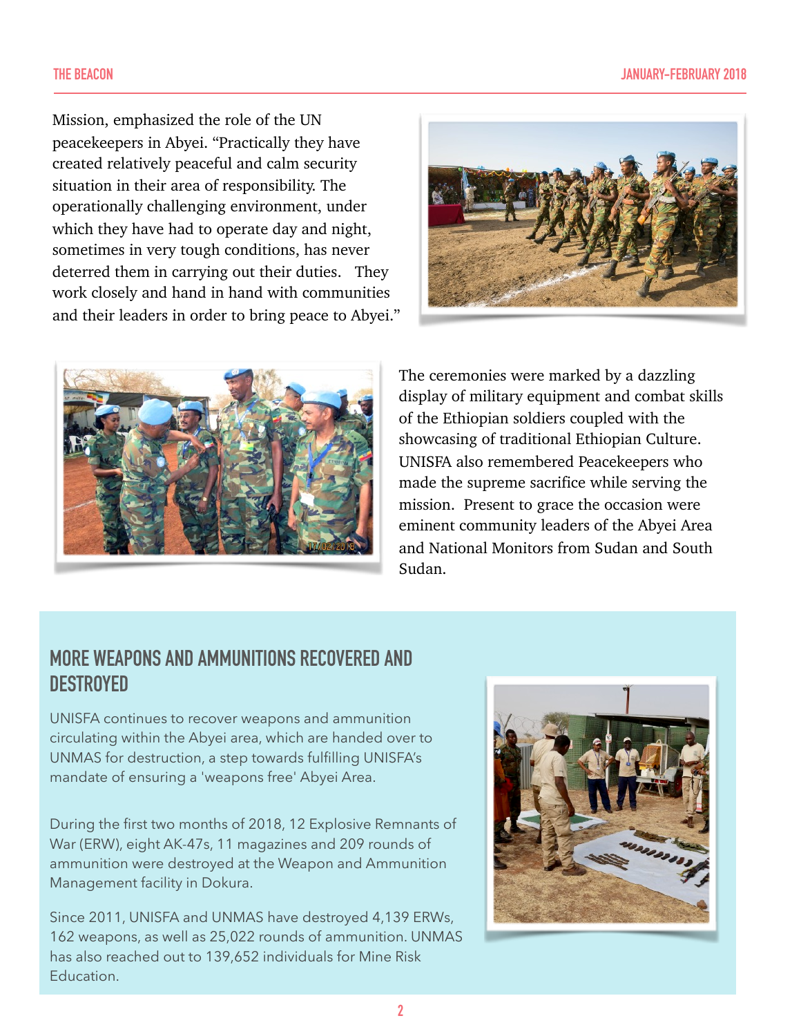Mission, emphasized the role of the UN peacekeepers in Abyei. “Practically they have created relatively peaceful and calm security situation in their area of responsibility. The operationally challenging environment, under which they have had to operate day and night, sometimes in very tough conditions, has never deterred them in carrying out their duties. They work closely and hand in hand with communities and their leaders in order to bring peace to Abyei.”

The ceremonies were marked by a dazzling display of military equipment and combat skills of the Ethiopian soldiers coupled with the showcasing of traditional Ethiopian Culture. UNISFA also remembered Peacekeepers who made the supreme sacrifice while serving the mission. Present to grace the occasion were eminent community leaders of the Abyei Area and National Monitors from Sudan and South Sudan.

## MORE WEAPONS AND AMMUNITIONS RECOVERED AND DESTROYED

UNISFA continues to recover weapons and ammunition circulating within the Abyei area, which are handed over to UNMAS for destruction, a step towards fulfilling UNISFA’s mandate of ensuring a 'weapons free' Abyei Area.

During the first two months of 2018, 12 Explosive Remnants of War (ERW), eight AK-47s, 11 magazines and 209 rounds of ammunition were destroyed at the Weapon and Ammunition Management facility in Dokura.

Since 2011, UNISFA and UNMAS have destroyed 4,139 ERWs, 162 weapons, as well as 25,022 rounds of ammunition. UNMAS has also reached out to 139,652 individuals for Mine Risk Education.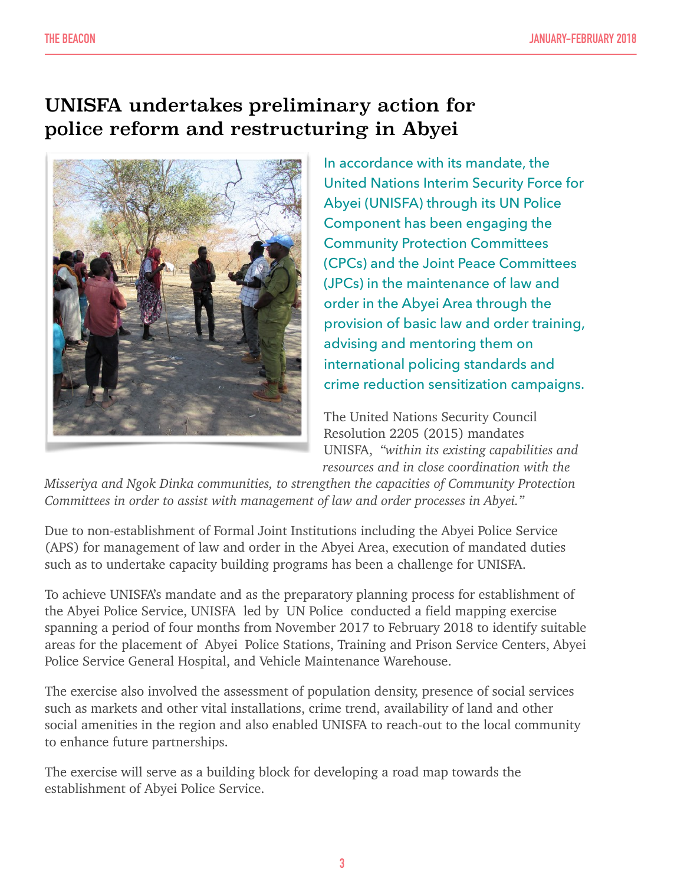# UNISFA undertakes preliminary action for police reform and restructuring in Abyei

In accordance with its mandate, the United Nations Interim Security Force for Abyei (UNISFA) through its UN Police Component has been engaging the Community Protection Committees (CPCs) and the Joint Peace Committees (JPCs) in the maintenance of law and order in the Abyei Area through the provision of basic law and order training, advising and mentoring them on international policing standards and crime reduction sensitization campaigns.

The United Nations Security Council Resolution 2205 (2015) mandates UNISFA, *"within its existing capabilities and resources and in close coordination with the Misseriya and Ngok Dinka communities, to strengthen the capacities of Community Protection Committees in order to assist with management of law and order processes in Abyei."*

Due to non-establishment of Formal Joint Institutions including the Abyei Police Service (APS) for management of law and order in the Abyei Area, execution of mandated duties such as to undertake capacity building programs has been a challenge for UNISFA.

To achieve UNISFA's mandate and as the preparatory planning process for establishment of the Abyei Police Service, UNISFA led by UN Police conducted a field mapping exercise spanning a period of four months from November 2017 to February 2018 to identify suitable areas for the placement of Abyei Police Stations, Training and Prison Service Centers, Abyei Police Service General Hospital, and Vehicle Maintenance Warehouse.

The exercise also involved the assessment of population density, presence of social services such as markets and other vital installations, crime trend, availability of land and other social amenities in the region and also enabled UNISFA to reach-out to the local community to enhance future partnerships.

The exercise will serve as a building block for developing a road map towards the establishment of Abyei Police Service.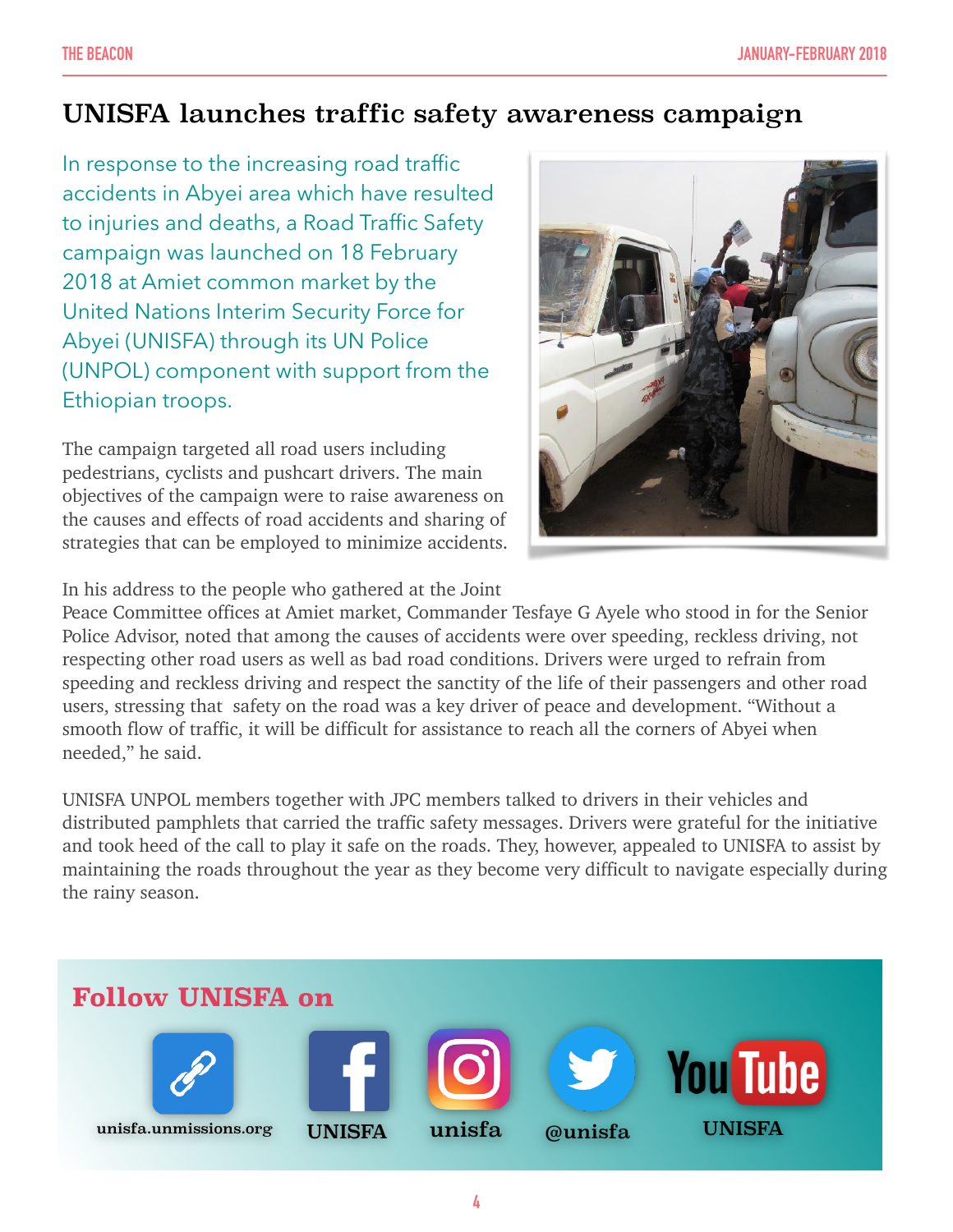# UNISFA launches traffic safety awareness campaign

In response to the increasing road traffic accidents in Abyei area which have resulted to injuries and deaths, a Road Traffic Safety campaign was launched on 18 February 2018 at Amiet common market by the United Nations Interim Security Force for Abyei (UNISFA) through its UN Police (UNPOL) component with support from the Ethiopian troops.

The campaign targeted all road users including pedestrians, cyclists and pushcart drivers. The main objectives of the campaign were to raise awareness on the causes and effects of road accidents and sharing of strategies that can be employed to minimize accidents.

In his address to the people who gathered at the Joint Peace Committee offices at Amiet market, Commander Tesfaye G Ayele who stood in for the Senior Police Advisor, noted that among the causes of accidents were over speeding, reckless driving, not respecting other road users as well as bad road conditions. Drivers were urged to refrain from speeding and reckless driving and respect the sanctity of the life of their passengers and other road users, stressing that safety on the road was a key driver of peace and development. "Without a smooth flow of traffic, it will be difficult for assistance to reach all the corners of Abyei when needed," he said.

UNISFA UNPOL members together with JPC members talked to drivers in their vehicles and distributed pamphlets that carried the traffic safety messages. Drivers were grateful for the initiative and took heed of the call to play it safe on the roads. They, however, appealed to UNISFA to assist by maintaining the roads throughout the year as they become very difficult to navigate especially during the rainy season.

## Follow UNISFA on

unisfa.unmissions.org

UNISFA

unisfa

@unisfa

UNISFA